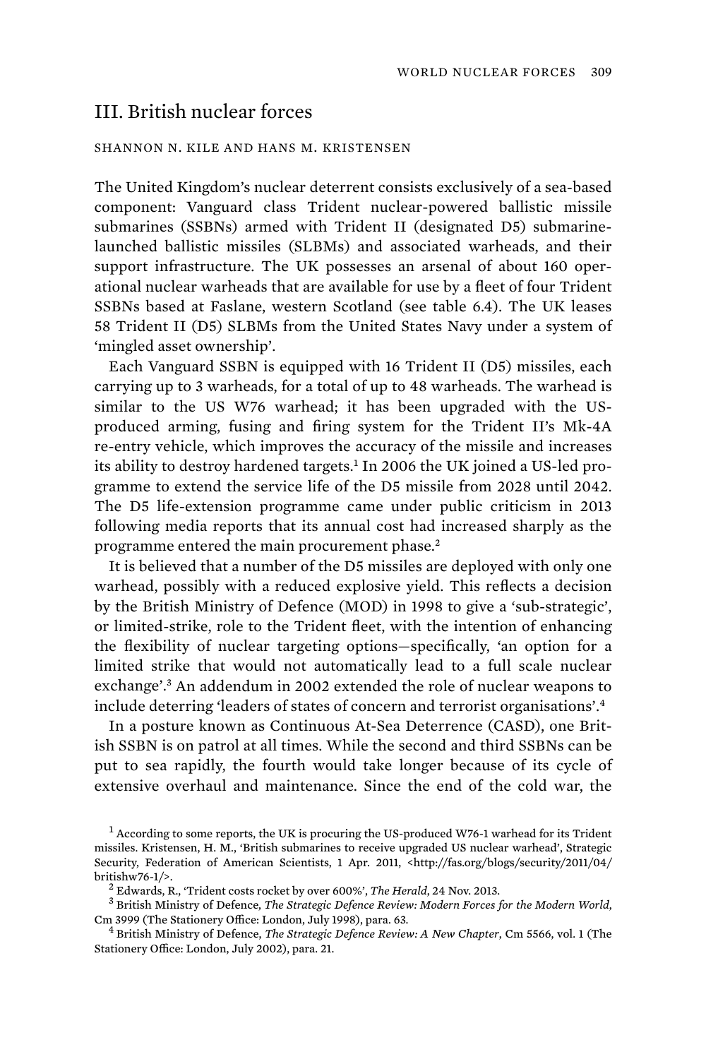## III. British nuclear forces

SHANNON N. KILE AND HANS M. KRISTENSEN

The United Kingdom's nuclear deterrent consists exclusively of a sea-based component: Vanguard class Trident nuclear-powered ballistic missile submarines (SSBNs) armed with Trident II (designated D5) submarine-launched ballistic missiles (SLBMs) and associated warheads, and their support infrastructure. The UK possesses an arsenal of about 160 operational nuclear warheads that are available for use by a fleet of four Trident SSBNs based at Faslane, western Scotland (see table 6.4). The UK leases 58 Trident II (D5) SLBMs from the United States Navy under a system of 'mingled asset ownership'.

Each Vanguard SSBN is equipped with 16 Trident II (D5) missiles, each carrying up to 3 warheads, for a total of up to 48 warheads. The warhead is similar to the US W76 warhead; it has been upgraded with the US-produced arming, fusing and firing system for the Trident II's Mk-4A re-entry vehicle, which improves the accuracy of the missile and increases its ability to destroy hardened targets.[1] In 2006 the UK joined a US-led programme to extend the service life of the D5 missile from 2028 until 2042. The D5 life-extension programme came under public criticism in 2013 following media reports that its annual cost had increased sharply as the programme entered the main procurement phase.[2]

It is believed that a number of the D5 missiles are deployed with only one warhead, possibly with a reduced explosive yield. This reflects a decision by the British Ministry of Defence (MOD) in 1998 to give a 'sub-strategic', or limited-strike, role to the Trident fleet, with the intention of enhancing the flexibility of nuclear targeting options—specifically, 'an option for a limited strike that would not automatically lead to a full scale nuclear exchange'.[3] An addendum in 2002 extended the role of nuclear weapons to include deterring 'leaders of states of concern and terrorist organisations'.[4]

In a posture known as Continuous At-Sea Deterrence (CASD), one British SSBN is on patrol at all times. While the second and third SSBNs can be put to sea rapidly, the fourth would take longer because of its cycle of extensive overhaul and maintenance. Since the end of the cold war, the

---

[1] According to some reports, the UK is procuring the US-produced W76-1 warhead for its Trident missiles. Kristensen, H. M., 'British submarines to receive upgraded US nuclear warhead', Strategic Security, Federation of American Scientists, 1 Apr. 2011, <http://fas.org/blogs/security/2011/04/britishw76-1/>.

[2] Edwards, R., 'Trident costs rocket by over 600%', *The Herald*, 24 Nov. 2013.

[3] British Ministry of Defence, *The Strategic Defence Review: Modern Forces for the Modern World*, Cm 3999 (The Stationery Office: London, July 1998), para. 63.

[4] British Ministry of Defence, *The Strategic Defence Review: A New Chapter*, Cm 5566, vol. 1 (The Stationery Office: London, July 2002), para. 21.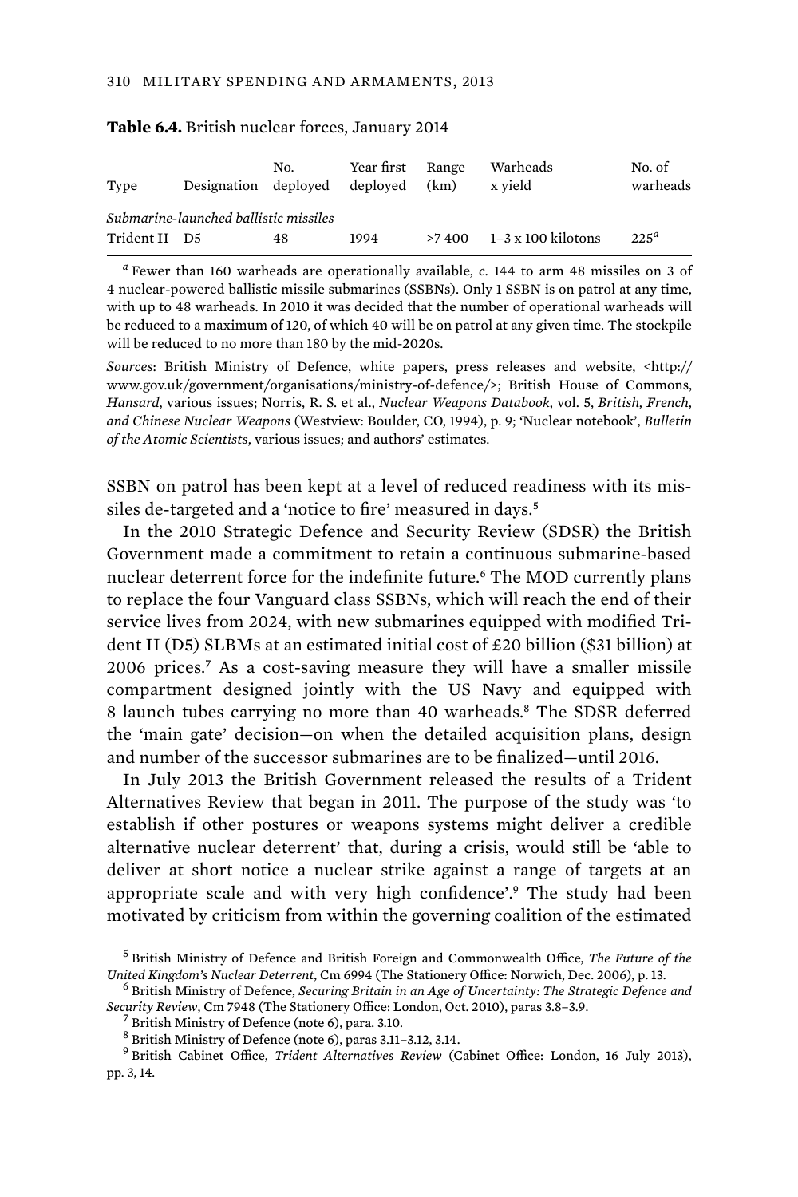**Table 6.4.** British nuclear forces, January 2014

| Type | Designation | No. deployed | Year first deployed | Range (km) | Warheads x yield | No. of warheads |
|---|---|---|---|---|---|---|
| *Submarine-launched ballistic missiles* | | | | | | |
| Trident II | D5 | 48 | 1994 | >7 400 | 1–3 x 100 kilotons | 225[a] |

[a] Fewer than 160 warheads are operationally available, *c.* 144 to arm 48 missiles on 3 of 4 nuclear-powered ballistic missile submarines (SSBNs). Only 1 SSBN is on patrol at any time, with up to 48 warheads. In 2010 it was decided that the number of operational warheads will be reduced to a maximum of 120, of which 40 will be on patrol at any given time. The stockpile will be reduced to no more than 180 by the mid-2020s.

*Sources*: British Ministry of Defence, white papers, press releases and website, <http://www.gov.uk/government/organisations/ministry-of-defence/>; British House of Commons, *Hansard*, various issues; Norris, R. S. et al., *Nuclear Weapons Databook*, vol. 5, *British, French, and Chinese Nuclear Weapons* (Westview: Boulder, CO, 1994), p. 9; 'Nuclear notebook', *Bulletin of the Atomic Scientists*, various issues; and authors' estimates.

SSBN on patrol has been kept at a level of reduced readiness with its missiles de-targeted and a 'notice to fire' measured in days.[5]

In the 2010 Strategic Defence and Security Review (SDSR) the British Government made a commitment to retain a continuous submarine-based nuclear deterrent force for the indefinite future.[6] The MOD currently plans to replace the four Vanguard class SSBNs, which will reach the end of their service lives from 2024, with new submarines equipped with modified Trident II (D5) SLBMs at an estimated initial cost of £20 billion ($31 billion) at 2006 prices.[7] As a cost-saving measure they will have a smaller missile compartment designed jointly with the US Navy and equipped with 8 launch tubes carrying no more than 40 warheads.[8] The SDSR deferred the 'main gate' decision—on when the detailed acquisition plans, design and number of the successor submarines are to be finalized—until 2016.

In July 2013 the British Government released the results of a Trident Alternatives Review that began in 2011. The purpose of the study was 'to establish if other postures or weapons systems might deliver a credible alternative nuclear deterrent' that, during a crisis, would still be 'able to deliver at short notice a nuclear strike against a range of targets at an appropriate scale and with very high confidence'.[9] The study had been motivated by criticism from within the governing coalition of the estimated

[5] British Ministry of Defence and British Foreign and Commonwealth Office, *The Future of the United Kingdom's Nuclear Deterrent*, Cm 6994 (The Stationery Office: Norwich, Dec. 2006), p. 13.

[6] British Ministry of Defence, *Securing Britain in an Age of Uncertainty: The Strategic Defence and Security Review*, Cm 7948 (The Stationery Office: London, Oct. 2010), paras 3.8–3.9.

[7] British Ministry of Defence (note 6), para. 3.10.

[8] British Ministry of Defence (note 6), paras 3.11–3.12, 3.14.

[9] British Cabinet Office, *Trident Alternatives Review* (Cabinet Office: London, 16 July 2013), pp. 3, 14.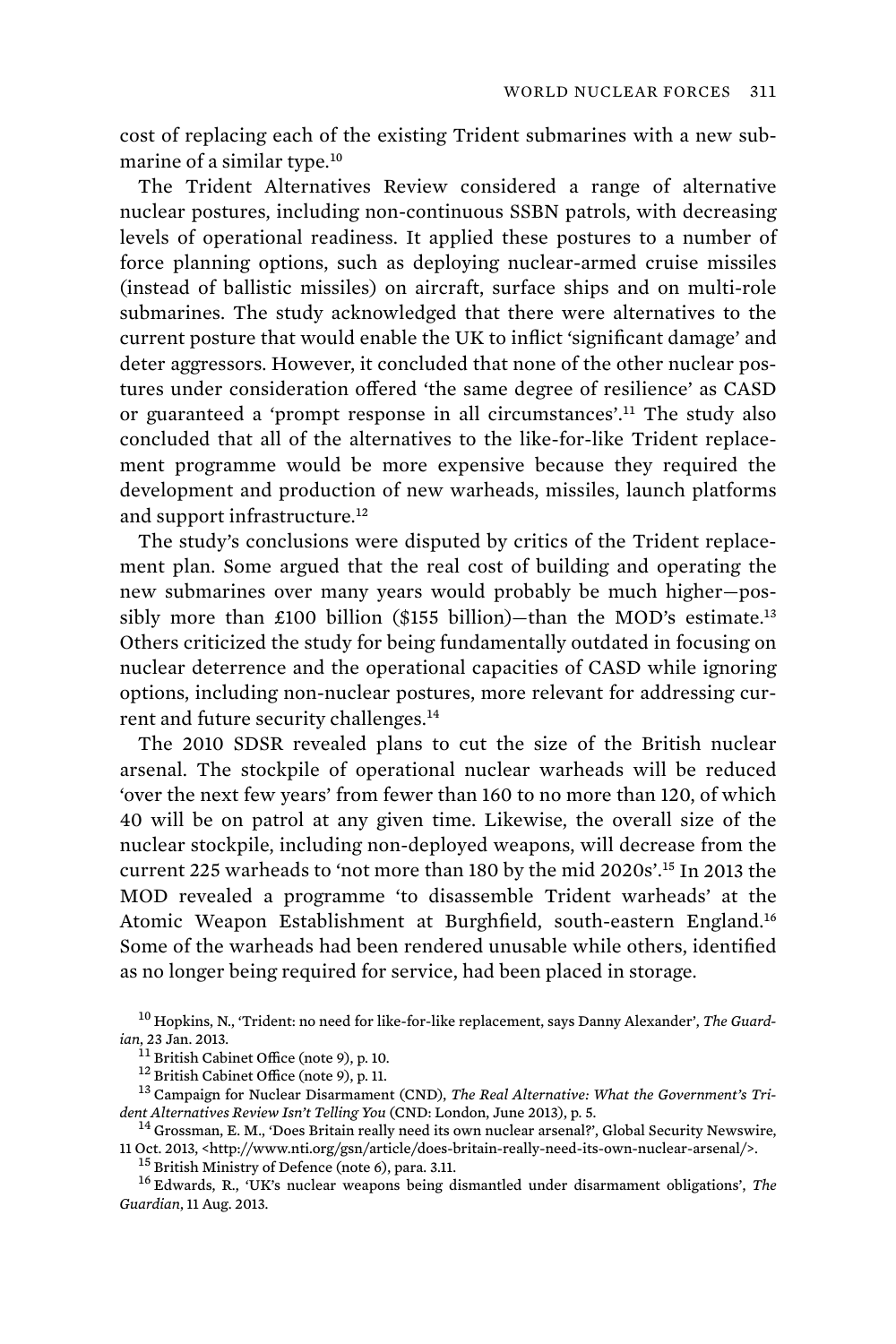cost of replacing each of the existing Trident submarines with a new submarine of a similar type.[10]

The Trident Alternatives Review considered a range of alternative nuclear postures, including non-continuous SSBN patrols, with decreasing levels of operational readiness. It applied these postures to a number of force planning options, such as deploying nuclear-armed cruise missiles (instead of ballistic missiles) on aircraft, surface ships and on multi-role submarines. The study acknowledged that there were alternatives to the current posture that would enable the UK to inflict 'significant damage' and deter aggressors. However, it concluded that none of the other nuclear postures under consideration offered 'the same degree of resilience' as CASD or guaranteed a 'prompt response in all circumstances'.[11] The study also concluded that all of the alternatives to the like-for-like Trident replacement programme would be more expensive because they required the development and production of new warheads, missiles, launch platforms and support infrastructure.[12]

The study's conclusions were disputed by critics of the Trident replacement plan. Some argued that the real cost of building and operating the new submarines over many years would probably be much higher—possibly more than £100 billion ($155 billion)—than the MOD's estimate.[13] Others criticized the study for being fundamentally outdated in focusing on nuclear deterrence and the operational capacities of CASD while ignoring options, including non-nuclear postures, more relevant for addressing current and future security challenges.[14]

The 2010 SDSR revealed plans to cut the size of the British nuclear arsenal. The stockpile of operational nuclear warheads will be reduced 'over the next few years' from fewer than 160 to no more than 120, of which 40 will be on patrol at any given time. Likewise, the overall size of the nuclear stockpile, including non-deployed weapons, will decrease from the current 225 warheads to 'not more than 180 by the mid 2020s'.[15] In 2013 the MOD revealed a programme 'to disassemble Trident warheads' at the Atomic Weapon Establishment at Burghfield, south-eastern England.[16] Some of the warheads had been rendered unusable while others, identified as no longer being required for service, had been placed in storage.

[10] Hopkins, N., 'Trident: no need for like-for-like replacement, says Danny Alexander', *The Guardian*, 23 Jan. 2013.

[11] British Cabinet Office (note 9), p. 10.

[12] British Cabinet Office (note 9), p. 11.

[13] Campaign for Nuclear Disarmament (CND), *The Real Alternative: What the Government's Trident Alternatives Review Isn't Telling You* (CND: London, June 2013), p. 5.

[14] Grossman, E. M., 'Does Britain really need its own nuclear arsenal?', Global Security Newswire, 11 Oct. 2013, <http://www.nti.org/gsn/article/does-britain-really-need-its-own-nuclear-arsenal/>.

[15] British Ministry of Defence (note 6), para. 3.11.

[16] Edwards, R., 'UK's nuclear weapons being dismantled under disarmament obligations', *The Guardian*, 11 Aug. 2013.